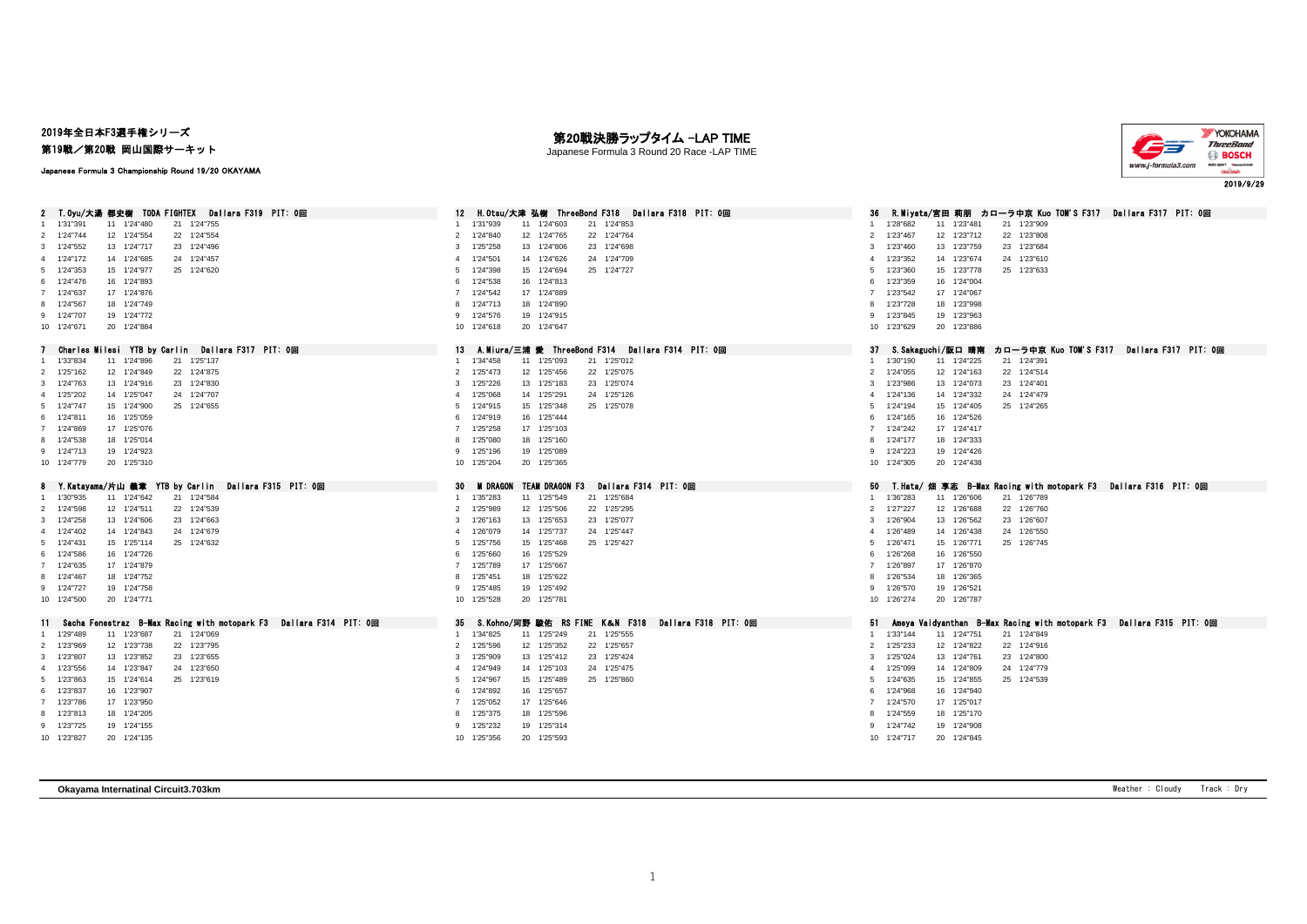2019年全日本F3選手権シリーズ

第19戦／第20戦 岡山国際サーキット

Japanese Formula 3 Championship Round 19/20 OKAYAMA

# 第20戦決勝ラップタイム -LAP TIME

Japanese Formula 3 Round 20 Race -LAP TIME

2019/9/29

### 2 T.Oyu/大湯 都史樹 TODA FIGHTEX Dallara F319 PIT: 0回

| Lap | Time | Lap | Time | Lap | Time |
|---|---|---|---|---|---|
| 1 | 1'31"391 | 11 | 1'24"480 | 21 | 1'24"755 |
| 2 | 1'24"744 | 12 | 1'24"554 | 22 | 1'24"554 |
| 3 | 1'24"552 | 13 | 1'24"717 | 23 | 1'24"496 |
| 4 | 1'24"172 | 14 | 1'24"685 | 24 | 1'24"457 |
| 5 | 1'24"353 | 15 | 1'24"977 | 25 | 1'24"620 |
| 6 | 1'24"476 | 16 | 1'24"893 | | |
| 7 | 1'24"637 | 17 | 1'24"876 | | |
| 8 | 1'24"567 | 18 | 1'24"749 | | |
| 9 | 1'24"707 | 19 | 1'24"772 | | |
| 10 | 1'24"671 | 20 | 1'24"884 | | |

### 12 H.Otsu/大津 弘樹 ThreeBond F318 Dallara F318 PIT: 0回

| Lap | Time | Lap | Time | Lap | Time |
|---|---|---|---|---|---|
| 1 | 1'31"939 | 11 | 1'24"603 | 21 | 1'24"853 |
| 2 | 1'24"840 | 12 | 1'24"765 | 22 | 1'24"764 |
| 3 | 1'25"258 | 13 | 1'24"806 | 23 | 1'24"698 |
| 4 | 1'24"501 | 14 | 1'24"626 | 24 | 1'24"709 |
| 5 | 1'24"398 | 15 | 1'24"694 | 25 | 1'24"727 |
| 6 | 1'24"538 | 16 | 1'24"813 | | |
| 7 | 1'24"542 | 17 | 1'24"889 | | |
| 8 | 1'24"713 | 18 | 1'24"890 | | |
| 9 | 1'24"576 | 19 | 1'24"915 | | |
| 10 | 1'24"618 | 20 | 1'24"647 | | |

### 36 R.Miyata/宮田 莉朋 カローラ中京 Kuo TOM'S F317 Dallara F317 PIT: 0回

| Lap | Time | Lap | Time | Lap | Time |
|---|---|---|---|---|---|
| 1 | 1'28"682 | 11 | 1'23"481 | 21 | 1'23"909 |
| 2 | 1'23"467 | 12 | 1'23"712 | 22 | 1'23"808 |
| 3 | 1'23"460 | 13 | 1'23"759 | 23 | 1'23"684 |
| 4 | 1'23"352 | 14 | 1'23"674 | 24 | 1'23"610 |
| 5 | 1'23"360 | 15 | 1'23"778 | 25 | 1'23"633 |
| 6 | 1'23"359 | 16 | 1'24"004 | | |
| 7 | 1'23"542 | 17 | 1'24"067 | | |
| 8 | 1'23"728 | 18 | 1'23"998 | | |
| 9 | 1'23"845 | 19 | 1'23"963 | | |
| 10 | 1'23"629 | 20 | 1'23"886 | | |

### 7 Charles Milesi YTB by Carlin Dallara F317 PIT: 0回

| Lap | Time | Lap | Time | Lap | Time |
|---|---|---|---|---|---|
| 1 | 1'33"834 | 11 | 1'24"896 | 21 | 1'25"137 |
| 2 | 1'25"162 | 12 | 1'24"849 | 22 | 1'24"875 |
| 3 | 1'24"763 | 13 | 1'24"916 | 23 | 1'24"830 |
| 4 | 1'25"202 | 14 | 1'25"047 | 24 | 1'24"707 |
| 5 | 1'24"747 | 15 | 1'24"900 | 25 | 1'24"655 |
| 6 | 1'24"811 | 16 | 1'25"059 | | |
| 7 | 1'24"869 | 17 | 1'25"076 | | |
| 8 | 1'24"538 | 18 | 1'25"014 | | |
| 9 | 1'24"713 | 19 | 1'24"923 | | |
| 10 | 1'24"779 | 20 | 1'25"310 | | |

### 13 A.Miura/三浦 愛 ThreeBond F314 Dallara F314 PIT: 0回

| Lap | Time | Lap | Time | Lap | Time |
|---|---|---|---|---|---|
| 1 | 1'34"458 | 11 | 1'25"093 | 21 | 1'25"012 |
| 2 | 1'25"473 | 12 | 1'25"456 | 22 | 1'25"075 |
| 3 | 1'25"226 | 13 | 1'25"183 | 23 | 1'25"074 |
| 4 | 1'25"068 | 14 | 1'25"291 | 24 | 1'25"126 |
| 5 | 1'24"915 | 15 | 1'25"348 | 25 | 1'25"078 |
| 6 | 1'24"919 | 16 | 1'25"444 | | |
| 7 | 1'25"258 | 17 | 1'25"103 | | |
| 8 | 1'25"080 | 18 | 1'25"160 | | |
| 9 | 1'25"196 | 19 | 1'25"089 | | |
| 10 | 1'25"204 | 20 | 1'25"365 | | |

### 37 S.Sakaguchi/阪口 晴南 カローラ中京 Kuo TOM'S F317 Dallara F317 PIT: 0回

| Lap | Time | Lap | Time | Lap | Time |
|---|---|---|---|---|---|
| 1 | 1'30"190 | 11 | 1'24"225 | 21 | 1'24"391 |
| 2 | 1'24"055 | 12 | 1'24"163 | 22 | 1'24"514 |
| 3 | 1'23"986 | 13 | 1'24"073 | 23 | 1'24"401 |
| 4 | 1'24"136 | 14 | 1'24"332 | 24 | 1'24"479 |
| 5 | 1'24"194 | 15 | 1'24"405 | 25 | 1'24"265 |
| 6 | 1'24"165 | 16 | 1'24"526 | | |
| 7 | 1'24"242 | 17 | 1'24"417 | | |
| 8 | 1'24"177 | 18 | 1'24"333 | | |
| 9 | 1'24"223 | 19 | 1'24"426 | | |
| 10 | 1'24"305 | 20 | 1'24"438 | | |

### 8 Y.Katayama/片山 義章 YTB by Carlin Dallara F315 PIT: 0回

| Lap | Time | Lap | Time | Lap | Time |
|---|---|---|---|---|---|
| 1 | 1'30"935 | 11 | 1'24"642 | 21 | 1'24"584 |
| 2 | 1'24"598 | 12 | 1'24"511 | 22 | 1'24"539 |
| 3 | 1'24"258 | 13 | 1'24"606 | 23 | 1'24"663 |
| 4 | 1'24"402 | 14 | 1'24"843 | 24 | 1'24"679 |
| 5 | 1'24"431 | 15 | 1'25"114 | 25 | 1'24"632 |
| 6 | 1'24"586 | 16 | 1'24"726 | | |
| 7 | 1'24"635 | 17 | 1'24"879 | | |
| 8 | 1'24"467 | 18 | 1'24"752 | | |
| 9 | 1'24"727 | 19 | 1'24"758 | | |
| 10 | 1'24"500 | 20 | 1'24"771 | | |

### 30 M DRAGON TEAM DRAGON F3 Dallara F314 PIT: 0回

| Lap | Time | Lap | Time | Lap | Time |
|---|---|---|---|---|---|
| 1 | 1'35"283 | 11 | 1'25"549 | 21 | 1'25"684 |
| 2 | 1'25"989 | 12 | 1'25"506 | 22 | 1'25"295 |
| 3 | 1'26"163 | 13 | 1'25"653 | 23 | 1'25"077 |
| 4 | 1'26"079 | 14 | 1'25"737 | 24 | 1'25"447 |
| 5 | 1'25"756 | 15 | 1'25"468 | 25 | 1'25"427 |
| 6 | 1'25"660 | 16 | 1'25"529 | | |
| 7 | 1'25"789 | 17 | 1'25"667 | | |
| 8 | 1'25"451 | 18 | 1'25"622 | | |
| 9 | 1'25"485 | 19 | 1'25"492 | | |
| 10 | 1'25"528 | 20 | 1'25"781 | | |

### 50 T.Hata/ 畑 享志 B-Max Racing with motopark F3 Dallara F316 PIT: 0回

| Lap | Time | Lap | Time | Lap | Time |
|---|---|---|---|---|---|
| 1 | 1'36"283 | 11 | 1'26"606 | 21 | 1'26"789 |
| 2 | 1'27"227 | 12 | 1'26"688 | 22 | 1'26"760 |
| 3 | 1'26"904 | 13 | 1'26"562 | 23 | 1'26"607 |
| 4 | 1'26"489 | 14 | 1'26"438 | 24 | 1'26"550 |
| 5 | 1'26"471 | 15 | 1'26"771 | 25 | 1'26"745 |
| 6 | 1'26"268 | 16 | 1'26"550 | | |
| 7 | 1'26"897 | 17 | 1'26"870 | | |
| 8 | 1'26"534 | 18 | 1'26"365 | | |
| 9 | 1'26"570 | 19 | 1'26"521 | | |
| 10 | 1'26"274 | 20 | 1'26"787 | | |

### 11 Sacha Fenestraz B-Max Racing with motopark F3 Dallara F314 PIT: 0回

| Lap | Time | Lap | Time | Lap | Time |
|---|---|---|---|---|---|
| 1 | 1'29"489 | 11 | 1'23"687 | 21 | 1'24"069 |
| 2 | 1'23"969 | 12 | 1'23"738 | 22 | 1'23"795 |
| 3 | 1'23"807 | 13 | 1'23"852 | 23 | 1'23"655 |
| 4 | 1'23"556 | 14 | 1'23"847 | 24 | 1'23"650 |
| 5 | 1'23"863 | 15 | 1'24"614 | 25 | 1'23"619 |
| 6 | 1'23"837 | 16 | 1'23"907 | | |
| 7 | 1'23"786 | 17 | 1'23"950 | | |
| 8 | 1'23"813 | 18 | 1'24"205 | | |
| 9 | 1'23"725 | 19 | 1'24"155 | | |
| 10 | 1'23"827 | 20 | 1'24"135 | | |

### 35 S.Kohno/河野 駿佑 RS FINE K&N F318 Dallara F318 PIT: 0回

| Lap | Time | Lap | Time | Lap | Time |
|---|---|---|---|---|---|
| 1 | 1'34"825 | 11 | 1'25"249 | 21 | 1'25"555 |
| 2 | 1'25"596 | 12 | 1'25"352 | 22 | 1'25"657 |
| 3 | 1'25"909 | 13 | 1'25"412 | 23 | 1'25"424 |
| 4 | 1'24"949 | 14 | 1'25"103 | 24 | 1'25"475 |
| 5 | 1'24"967 | 15 | 1'25"489 | 25 | 1'25"860 |
| 6 | 1'24"892 | 16 | 1'25"657 | | |
| 7 | 1'25"052 | 17 | 1'25"646 | | |
| 8 | 1'25"375 | 18 | 1'25"596 | | |
| 9 | 1'25"232 | 19 | 1'25"314 | | |
| 10 | 1'25"356 | 20 | 1'25"593 | | |

### 51 Ameya Vaidyanthan B-Max Racing with motopark F3 Dallara F315 PIT: 0回

| Lap | Time | Lap | Time | Lap | Time |
|---|---|---|---|---|---|
| 1 | 1'33"144 | 11 | 1'24"751 | 21 | 1'24"849 |
| 2 | 1'25"233 | 12 | 1'24"822 | 22 | 1'24"916 |
| 3 | 1'25"024 | 13 | 1'24"761 | 23 | 1'24"800 |
| 4 | 1'25"099 | 14 | 1'24"809 | 24 | 1'24"779 |
| 5 | 1'24"635 | 15 | 1'24"855 | 25 | 1'24"539 |
| 6 | 1'24"968 | 16 | 1'24"940 | | |
| 7 | 1'24"570 | 17 | 1'25"017 | | |
| 8 | 1'24"559 | 18 | 1'25"170 | | |
| 9 | 1'24"742 | 19 | 1'24"908 | | |
| 10 | 1'24"717 | 20 | 1'24"845 | | |

**Okayama Internatinal Circuit3.703km**

Weather : Cloudy Track : Dry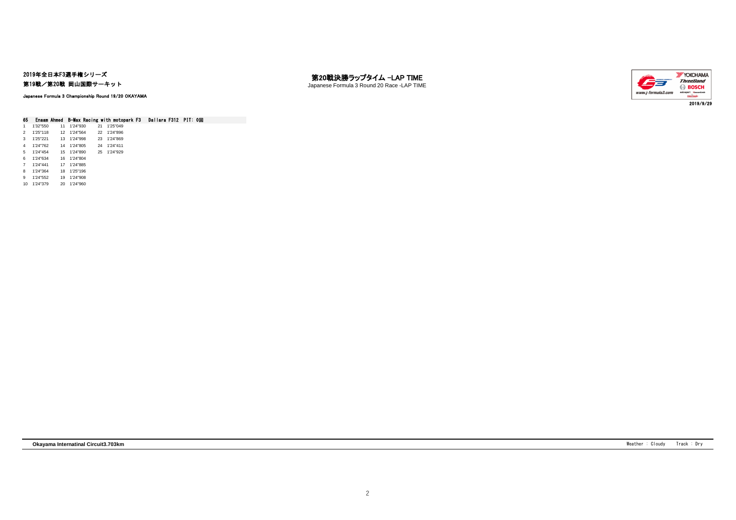2019年全日本F3選手権シリーズ

第19戦／第20戦 岡山国際サーキット

Japanese Formula 3 Championship Round 19/20 OKAYAMA

# 第20戦決勝ラップタイム -LAP TIME

Japanese Formula 3 Round 20 Race -LAP TIME

www.j-formula3.com

2019/9/29

**65 Enaam Ahmed B-Max Racing with motopark F3 Dallara F312 PIT: 0回**

| | | | | | |
|---|---|---|---|---|---|
| 1 | 1'32"550 | 11 | 1'24"930 | 21 | 1'25"049 |
| 2 | 1'25"118 | 12 | 1'24"564 | 22 | 1'24"896 |
| 3 | 1'25"221 | 13 | 1'24"998 | 23 | 1'24"869 |
| 4 | 1'24"762 | 14 | 1'24"805 | 24 | 1'24"411 |
| 5 | 1'24"454 | 15 | 1'24"890 | 25 | 1'24"929 |
| 6 | 1'24"634 | 16 | 1'24"804 | | |
| 7 | 1'24"441 | 17 | 1'24"885 | | |
| 8 | 1'24"364 | 18 | 1'25"196 | | |
| 9 | 1'24"552 | 19 | 1'24"908 | | |
| 10 | 1'24"379 | 20 | 1'24"960 | | |

**Okayama Internatinal Circuit3.703km**

Weather : Cloudy Track : Dry